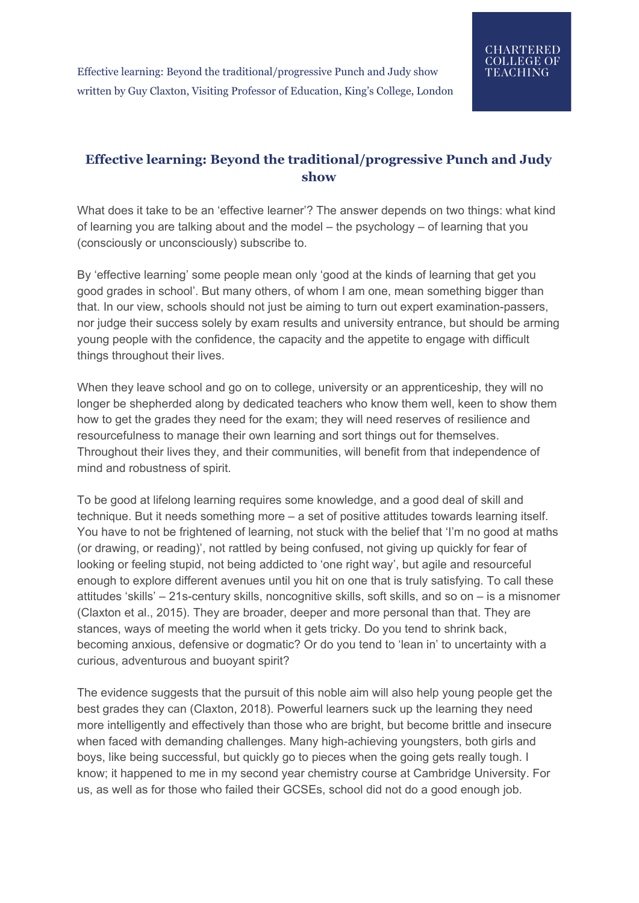# Effective learning: Beyond the traditional/progressive Punch and Judy show

What does it take to be an 'effective learner'? The answer depends on two things: what kind of learning you are talking about and the model – the psychology – of learning that you (consciously or unconsciously) subscribe to.

By 'effective learning' some people mean only 'good at the kinds of learning that get you good grades in school'. But many others, of whom I am one, mean something bigger than that. In our view, schools should not just be aiming to turn out expert examination-passers, nor judge their success solely by exam results and university entrance, but should be arming young people with the confidence, the capacity and the appetite to engage with difficult things throughout their lives.

When they leave school and go on to college, university or an apprenticeship, they will no longer be shepherded along by dedicated teachers who know them well, keen to show them how to get the grades they need for the exam; they will need reserves of resilience and resourcefulness to manage their own learning and sort things out for themselves. Throughout their lives they, and their communities, will benefit from that independence of mind and robustness of spirit.

To be good at lifelong learning requires some knowledge, and a good deal of skill and technique. But it needs something more – a set of positive attitudes towards learning itself. You have to not be frightened of learning, not stuck with the belief that 'I'm no good at maths (or drawing, or reading)', not rattled by being confused, not giving up quickly for fear of looking or feeling stupid, not being addicted to 'one right way', but agile and resourceful enough to explore different avenues until you hit on one that is truly satisfying. To call these attitudes 'skills' – 21s-century skills, noncognitive skills, soft skills, and so on – is a misnomer (Claxton et al., 2015). They are broader, deeper and more personal than that. They are stances, ways of meeting the world when it gets tricky. Do you tend to shrink back, becoming anxious, defensive or dogmatic? Or do you tend to 'lean in' to uncertainty with a curious, adventurous and buoyant spirit?

The evidence suggests that the pursuit of this noble aim will also help young people get the best grades they can (Claxton, 2018). Powerful learners suck up the learning they need more intelligently and effectively than those who are bright, but become brittle and insecure when faced with demanding challenges. Many high-achieving youngsters, both girls and boys, like being successful, but quickly go to pieces when the going gets really tough. I know; it happened to me in my second year chemistry course at Cambridge University. For us, as well as for those who failed their GCSEs, school did not do a good enough job.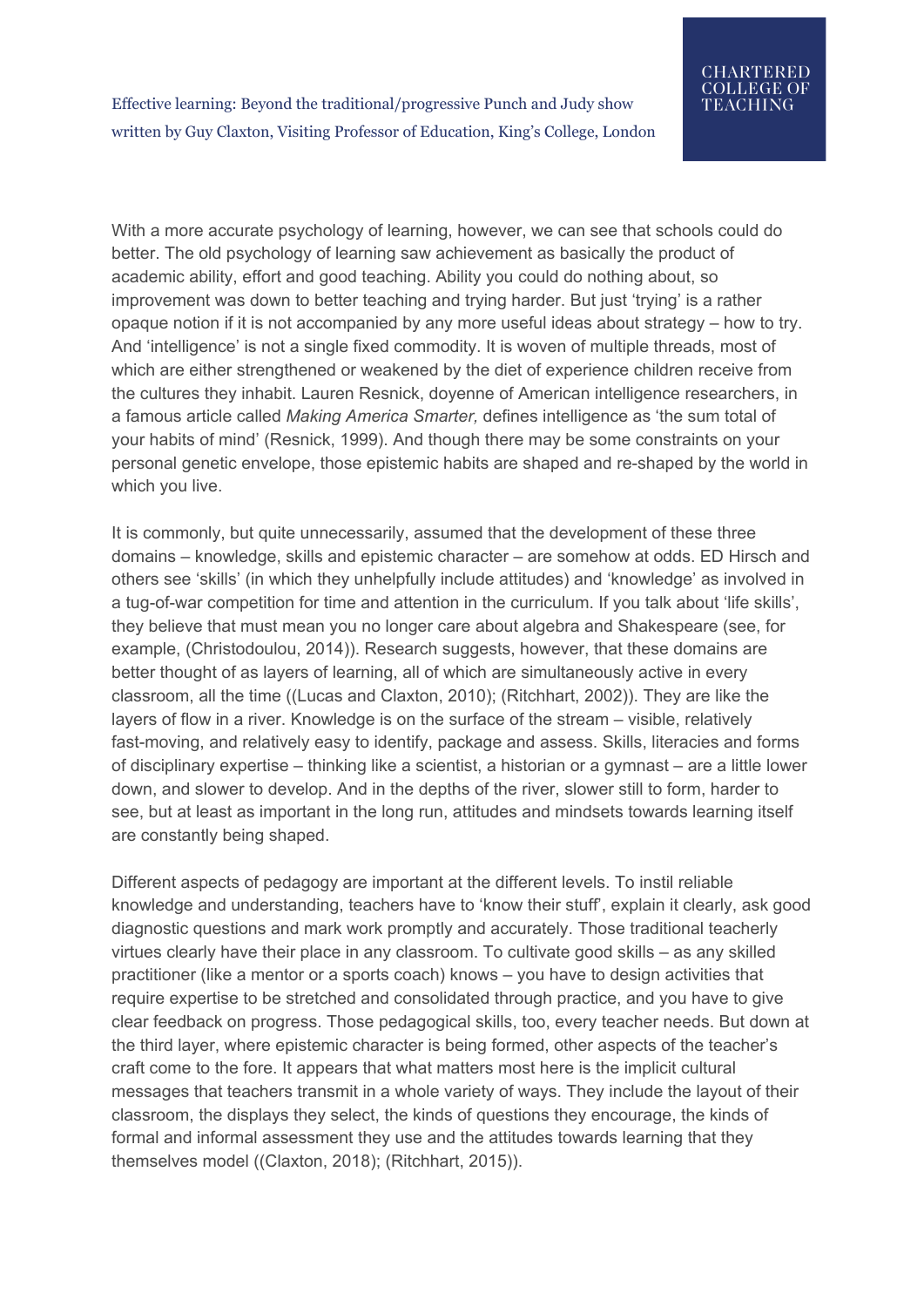With a more accurate psychology of learning, however, we can see that schools could do better. The old psychology of learning saw achievement as basically the product of academic ability, effort and good teaching. Ability you could do nothing about, so improvement was down to better teaching and trying harder. But just 'trying' is a rather opaque notion if it is not accompanied by any more useful ideas about strategy – how to try. And 'intelligence' is not a single fixed commodity. It is woven of multiple threads, most of which are either strengthened or weakened by the diet of experience children receive from the cultures they inhabit. Lauren Resnick, doyenne of American intelligence researchers, in a famous article called *Making America Smarter,* defines intelligence as 'the sum total of your habits of mind' (Resnick, 1999). And though there may be some constraints on your personal genetic envelope, those epistemic habits are shaped and re-shaped by the world in which you live.

It is commonly, but quite unnecessarily, assumed that the development of these three domains – knowledge, skills and epistemic character – are somehow at odds. ED Hirsch and others see 'skills' (in which they unhelpfully include attitudes) and 'knowledge' as involved in a tug-of-war competition for time and attention in the curriculum. If you talk about 'life skills', they believe that must mean you no longer care about algebra and Shakespeare (see, for example, (Christodoulou, 2014)). Research suggests, however, that these domains are better thought of as layers of learning, all of which are simultaneously active in every classroom, all the time ((Lucas and Claxton, 2010); (Ritchhart, 2002)). They are like the layers of flow in a river. Knowledge is on the surface of the stream – visible, relatively fast-moving, and relatively easy to identify, package and assess. Skills, literacies and forms of disciplinary expertise – thinking like a scientist, a historian or a gymnast – are a little lower down, and slower to develop. And in the depths of the river, slower still to form, harder to see, but at least as important in the long run, attitudes and mindsets towards learning itself are constantly being shaped.

Different aspects of pedagogy are important at the different levels. To instil reliable knowledge and understanding, teachers have to 'know their stuff', explain it clearly, ask good diagnostic questions and mark work promptly and accurately. Those traditional teacherly virtues clearly have their place in any classroom. To cultivate good skills – as any skilled practitioner (like a mentor or a sports coach) knows – you have to design activities that require expertise to be stretched and consolidated through practice, and you have to give clear feedback on progress. Those pedagogical skills, too, every teacher needs. But down at the third layer, where epistemic character is being formed, other aspects of the teacher's craft come to the fore. It appears that what matters most here is the implicit cultural messages that teachers transmit in a whole variety of ways. They include the layout of their classroom, the displays they select, the kinds of questions they encourage, the kinds of formal and informal assessment they use and the attitudes towards learning that they themselves model ((Claxton, 2018); (Ritchhart, 2015)).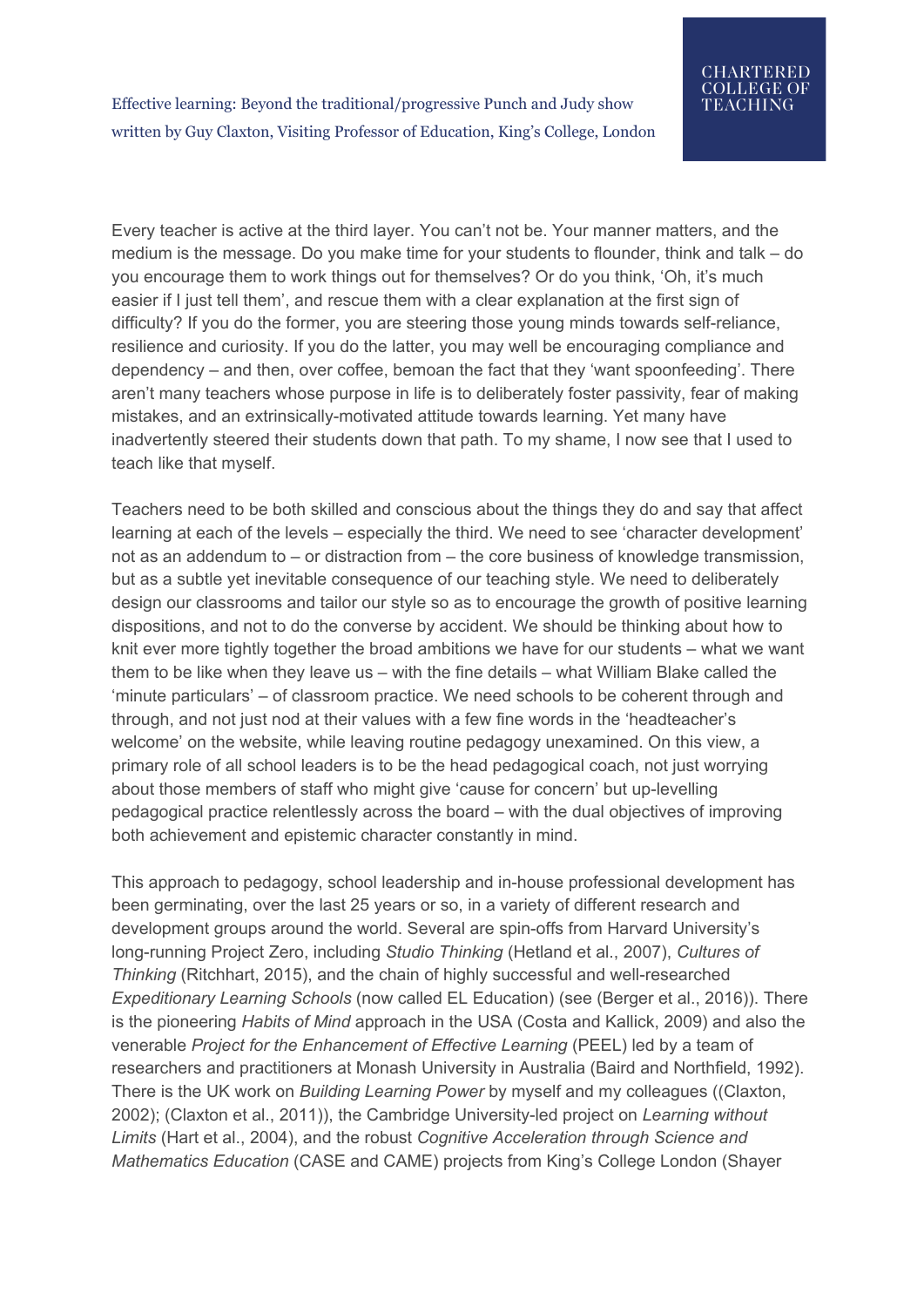Every teacher is active at the third layer. You can't not be. Your manner matters, and the medium is the message. Do you make time for your students to flounder, think and talk – do you encourage them to work things out for themselves? Or do you think, 'Oh, it's much easier if I just tell them', and rescue them with a clear explanation at the first sign of difficulty? If you do the former, you are steering those young minds towards self-reliance, resilience and curiosity. If you do the latter, you may well be encouraging compliance and dependency – and then, over coffee, bemoan the fact that they 'want spoonfeeding'. There aren't many teachers whose purpose in life is to deliberately foster passivity, fear of making mistakes, and an extrinsically-motivated attitude towards learning. Yet many have inadvertently steered their students down that path. To my shame, I now see that I used to teach like that myself.

Teachers need to be both skilled and conscious about the things they do and say that affect learning at each of the levels – especially the third. We need to see 'character development' not as an addendum to – or distraction from – the core business of knowledge transmission, but as a subtle yet inevitable consequence of our teaching style. We need to deliberately design our classrooms and tailor our style so as to encourage the growth of positive learning dispositions, and not to do the converse by accident. We should be thinking about how to knit ever more tightly together the broad ambitions we have for our students – what we want them to be like when they leave us – with the fine details – what William Blake called the 'minute particulars' – of classroom practice. We need schools to be coherent through and through, and not just nod at their values with a few fine words in the 'headteacher's welcome' on the website, while leaving routine pedagogy unexamined. On this view, a primary role of all school leaders is to be the head pedagogical coach, not just worrying about those members of staff who might give 'cause for concern' but up-levelling pedagogical practice relentlessly across the board – with the dual objectives of improving both achievement and epistemic character constantly in mind.

This approach to pedagogy, school leadership and in-house professional development has been germinating, over the last 25 years or so, in a variety of different research and development groups around the world. Several are spin-offs from Harvard University's long-running Project Zero, including *Studio Thinking* (Hetland et al., 2007), *Cultures of Thinking* (Ritchhart, 2015), and the chain of highly successful and well-researched *Expeditionary Learning Schools* (now called EL Education) (see (Berger et al., 2016)). There is the pioneering *Habits of Mind* approach in the USA (Costa and Kallick, 2009) and also the venerable *Project for the Enhancement of Effective Learning* (PEEL) led by a team of researchers and practitioners at Monash University in Australia (Baird and Northfield, 1992). There is the UK work on *Building Learning Power* by myself and my colleagues ((Claxton, 2002); (Claxton et al., 2011)), the Cambridge University-led project on *Learning without Limits* (Hart et al., 2004), and the robust *Cognitive Acceleration through Science and Mathematics Education* (CASE and CAME) projects from King's College London (Shayer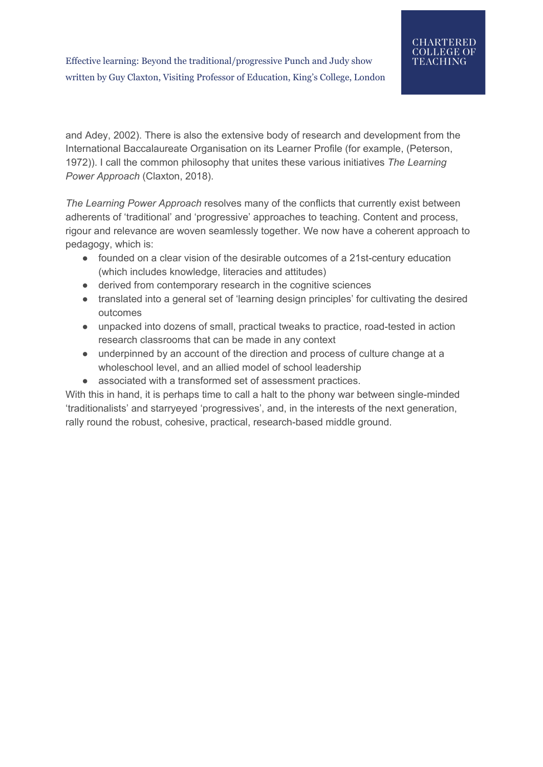and Adey, 2002). There is also the extensive body of research and development from the International Baccalaureate Organisation on its Learner Profile (for example, (Peterson, 1972)). I call the common philosophy that unites these various initiatives *The Learning Power Approach* (Claxton, 2018).

*The Learning Power Approach* resolves many of the conflicts that currently exist between adherents of 'traditional' and 'progressive' approaches to teaching. Content and process, rigour and relevance are woven seamlessly together. We now have a coherent approach to pedagogy, which is:

- founded on a clear vision of the desirable outcomes of a 21st-century education (which includes knowledge, literacies and attitudes)
- derived from contemporary research in the cognitive sciences
- translated into a general set of 'learning design principles' for cultivating the desired outcomes
- unpacked into dozens of small, practical tweaks to practice, road-tested in action research classrooms that can be made in any context
- underpinned by an account of the direction and process of culture change at a wholeschool level, and an allied model of school leadership
- associated with a transformed set of assessment practices.

With this in hand, it is perhaps time to call a halt to the phony war between single-minded 'traditionalists' and starryeyed 'progressives', and, in the interests of the next generation, rally round the robust, cohesive, practical, research-based middle ground.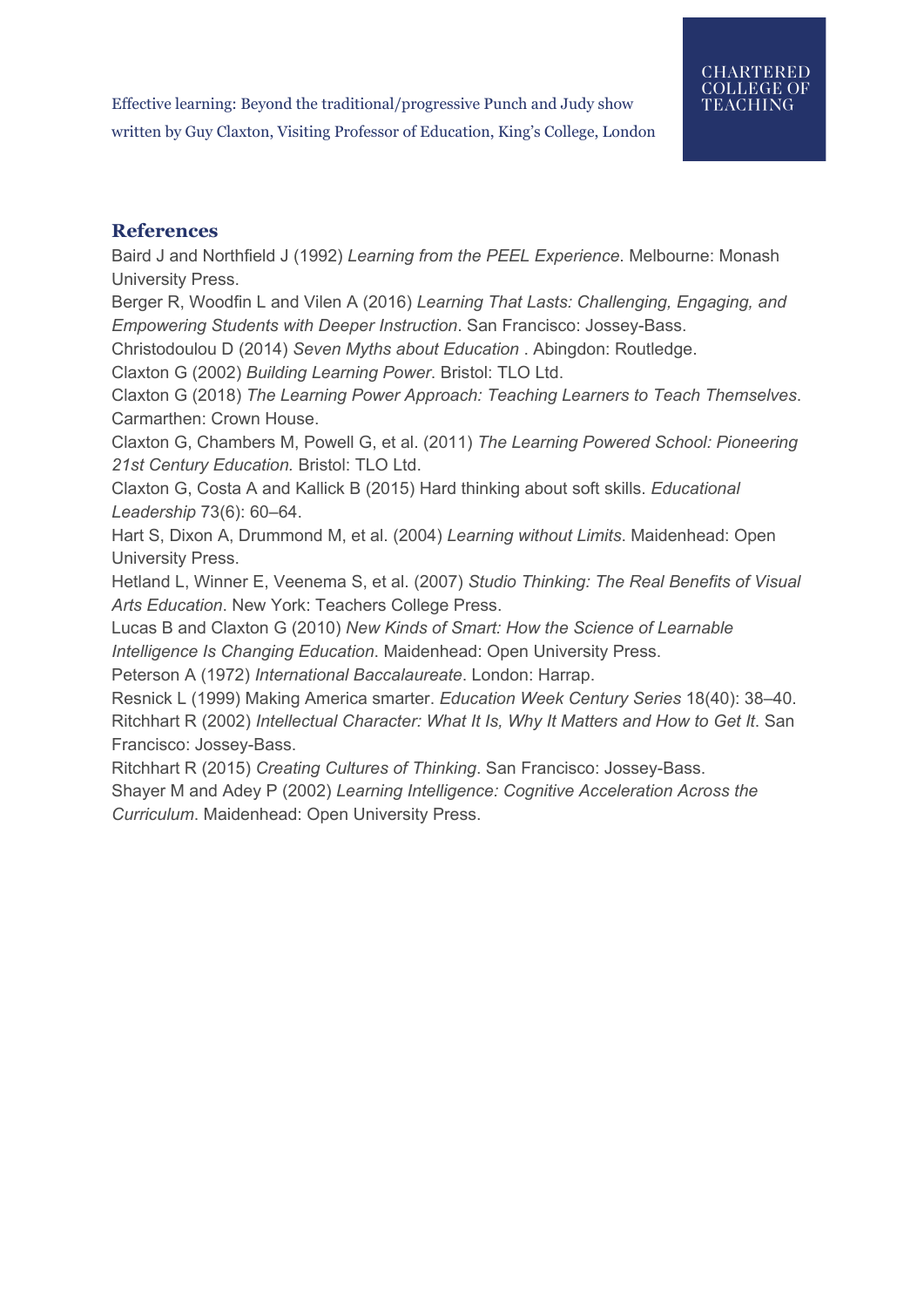## References

Baird J and Northfield J (1992) *Learning from the PEEL Experience*. Melbourne: Monash University Press.

Berger R, Woodfin L and Vilen A (2016) *Learning That Lasts: Challenging, Engaging, and Empowering Students with Deeper Instruction*. San Francisco: Jossey-Bass.

Christodoulou D (2014) *Seven Myths about Education* . Abingdon: Routledge.

Claxton G (2002) *Building Learning Power*. Bristol: TLO Ltd.

Claxton G (2018) *The Learning Power Approach: Teaching Learners to Teach Themselves*. Carmarthen: Crown House.

Claxton G, Chambers M, Powell G, et al. (2011) *The Learning Powered School: Pioneering 21st Century Education.* Bristol: TLO Ltd.

Claxton G, Costa A and Kallick B (2015) Hard thinking about soft skills. *Educational Leadership* 73(6): 60–64.

Hart S, Dixon A, Drummond M, et al. (2004) *Learning without Limits*. Maidenhead: Open University Press.

Hetland L, Winner E, Veenema S, et al. (2007) *Studio Thinking: The Real Benefits of Visual Arts Education*. New York: Teachers College Press.

Lucas B and Claxton G (2010) *New Kinds of Smart: How the Science of Learnable Intelligence Is Changing Education*. Maidenhead: Open University Press.

Peterson A (1972) *International Baccalaureate*. London: Harrap.

Resnick L (1999) Making America smarter. *Education Week Century Series* 18(40): 38–40.

Ritchhart R (2002) *Intellectual Character: What It Is, Why It Matters and How to Get It*. San Francisco: Jossey-Bass.

Ritchhart R (2015) *Creating Cultures of Thinking*. San Francisco: Jossey-Bass.

Shayer M and Adey P (2002) *Learning Intelligence: Cognitive Acceleration Across the Curriculum*. Maidenhead: Open University Press.